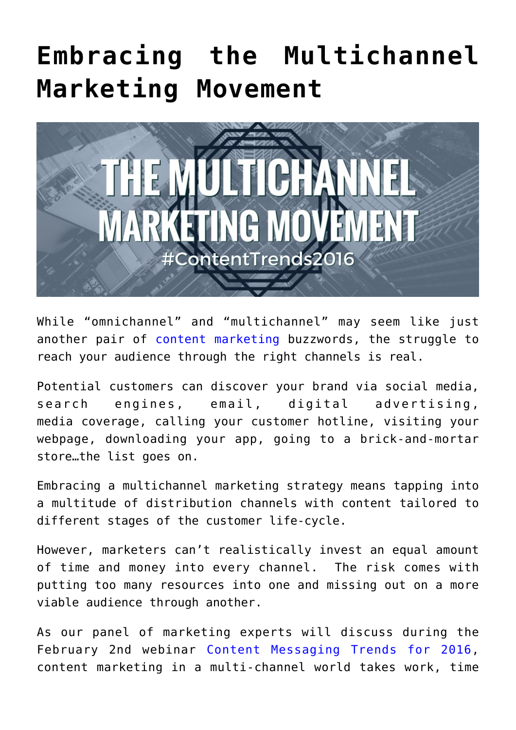# Embracing the Multichannel Marketing Movement

While “omnichannel” and “multichannel” may seem like just another pair of content marketing buzzwords, the struggle to reach your audience through the right channels is real.

Potential customers can discover your brand via social media, search engines, email, digital advertising, media coverage, calling your customer hotline, visiting your webpage, downloading your app, going to a brick-and-mortar store…the list goes on.

Embracing a multichannel marketing strategy means tapping into a multitude of distribution channels with content tailored to different stages of the customer life-cycle.

However, marketers can’t realistically invest an equal amount of time and money into every channel. The risk comes with putting too many resources into one and missing out on a more viable audience through another.

As our panel of marketing experts will discuss during the February 2nd webinar Content Messaging Trends for 2016, content marketing in a multi-channel world takes work, time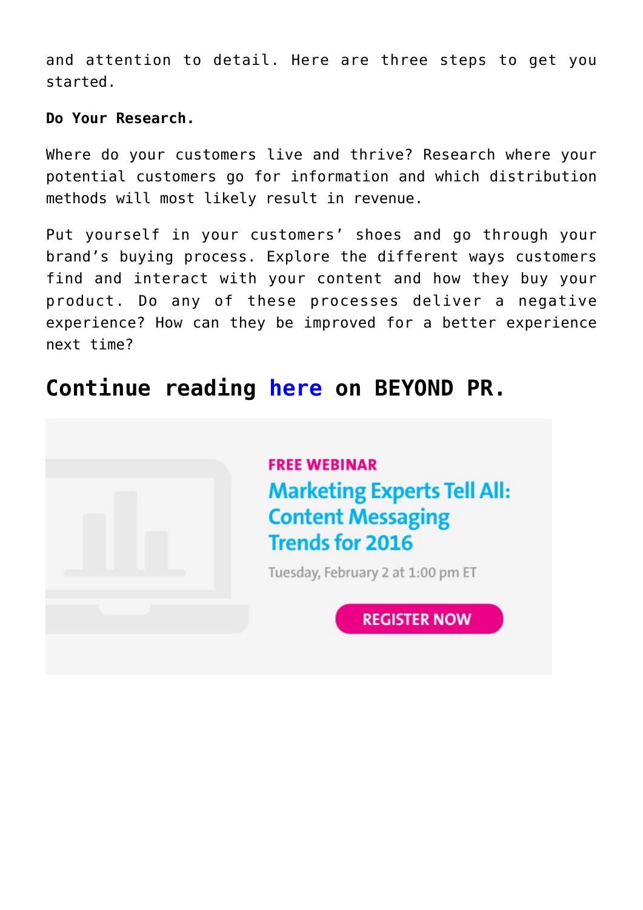and attention to detail. Here are three steps to get you started.

**Do Your Research.**

Where do your customers live and thrive? Research where your potential customers go for information and which distribution methods will most likely result in revenue.

Put yourself in your customers' shoes and go through your brand's buying process. Explore the different ways customers find and interact with your content and how they buy your product. Do any of these processes deliver a negative experience? How can they be improved for a better experience next time?

## Continue reading here on BEYOND PR.

FREE WEBINAR

Marketing Experts Tell All: Content Messaging Trends for 2016

Tuesday, February 2 at 1:00 pm ET

REGISTER NOW